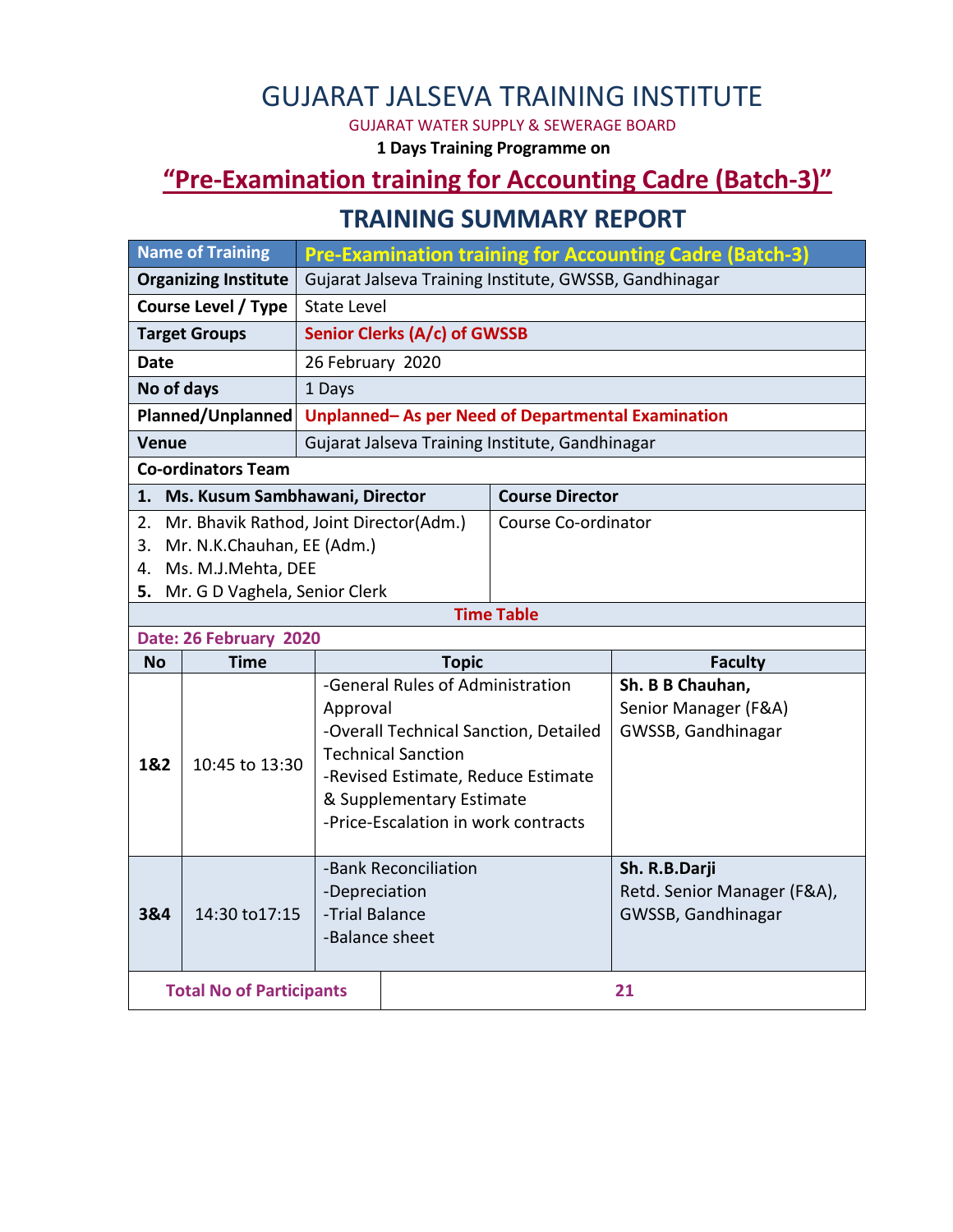# GUJARAT JALSEVA TRAINING INSTITUTE

GUJARAT WATER SUPPLY & SEWERAGE BOARD

**1 Days Training Programme on**

## "Pre-Examination training for Accounting Cadre (Batch-3)"

## TRAINING SUMMARY REPORT

| | |
|---|---|
| **Name of Training** | **Pre-Examination training for Accounting Cadre (Batch-3)** |
| **Organizing Institute** | Gujarat Jalseva Training Institute, GWSSB, Gandhinagar |
| **Course Level / Type** | State Level |
| **Target Groups** | **Senior Clerks (A/c) of GWSSB** |
| **Date** | 26 February 2020 |
| **No of days** | 1 Days |
| **Planned/Unplanned** | **Unplanned– As per Need of Departmental Examination** |
| **Venue** | Gujarat Jalseva Training Institute, Gandhinagar |

**Co-ordinators Team**

| | |
|---|---|
| **1. Ms. Kusum Sambhawani, Director** | **Course Director** |
| 2. Mr. Bhavik Rathod, Joint Director(Adm.)<br>3. Mr. N.K.Chauhan, EE (Adm.)<br>4. Ms. M.J.Mehta, DEE<br>**5.** Mr. G D Vaghela, Senior Clerk | Course Co-ordinator |

**Time Table**

**Date: 26 February 2020**

| No | Time | Topic | Faculty |
|---|---|---|---|
| **1&2** | 10:45 to 13:30 | -General Rules of Administration Approval<br>-Overall Technical Sanction, Detailed Technical Sanction<br>-Revised Estimate, Reduce Estimate & Supplementary Estimate<br>-Price-Escalation in work contracts | **Sh. B B Chauhan,**<br>Senior Manager (F&A)<br>GWSSB, Gandhinagar |
| **3&4** | 14:30 to17:15 | -Bank Reconciliation<br>-Depreciation<br>-Trial Balance<br>-Balance sheet | **Sh. R.B.Darji**<br>Retd. Senior Manager (F&A), GWSSB, Gandhinagar |

| | |
|---|---|
| **Total No of Participants** | **21** |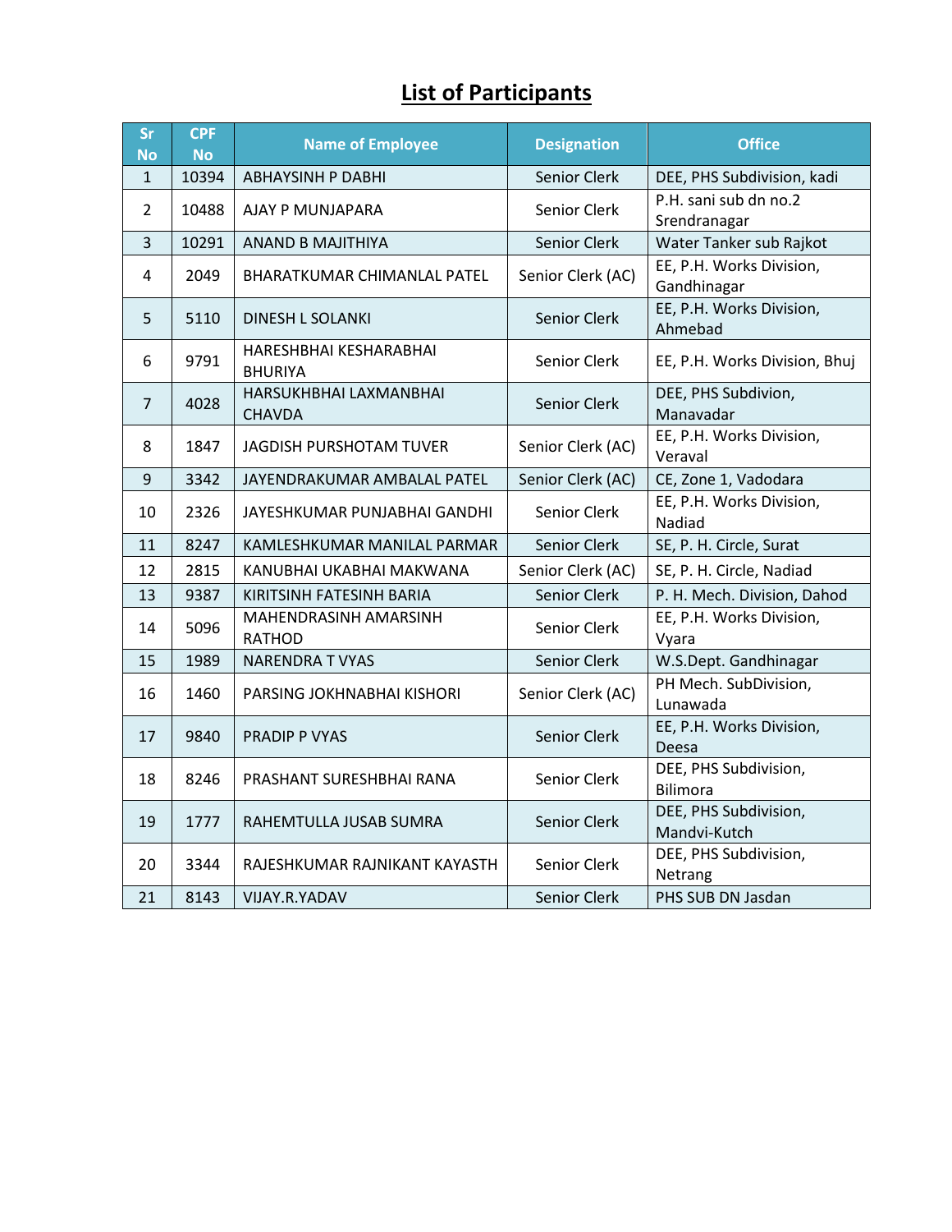# List of Participants

| Sr No | CPF No | Name of Employee | Designation | Office |
|---|---|---|---|---|
| 1 | 10394 | ABHAYSINH P DABHI | Senior Clerk | DEE, PHS Subdivision, kadi |
| 2 | 10488 | AJAY P MUNJAPARA | Senior Clerk | P.H. sani sub dn no.2 Srendranagar |
| 3 | 10291 | ANAND B MAJITHIYA | Senior Clerk | Water Tanker sub Rajkot |
| 4 | 2049 | BHARATKUMAR CHIMANLAL PATEL | Senior Clerk (AC) | EE, P.H. Works Division, Gandhinagar |
| 5 | 5110 | DINESH L SOLANKI | Senior Clerk | EE, P.H. Works Division, Ahmebad |
| 6 | 9791 | HARESHBHAI KESHARABHAI BHURIYA | Senior Clerk | EE, P.H. Works Division, Bhuj |
| 7 | 4028 | HARSUKHBHAI LAXMANBHAI CHAVDA | Senior Clerk | DEE, PHS Subdivion, Manavadar |
| 8 | 1847 | JAGDISH PURSHOTAM TUVER | Senior Clerk (AC) | EE, P.H. Works Division, Veraval |
| 9 | 3342 | JAYENDRAKUMAR AMBALAL PATEL | Senior Clerk (AC) | CE, Zone 1, Vadodara |
| 10 | 2326 | JAYESHKUMAR PUNJABHAI GANDHI | Senior Clerk | EE, P.H. Works Division, Nadiad |
| 11 | 8247 | KAMLESHKUMAR MANILAL PARMAR | Senior Clerk | SE, P. H. Circle, Surat |
| 12 | 2815 | KANUBHAI UKABHAI MAKWANA | Senior Clerk (AC) | SE, P. H. Circle, Nadiad |
| 13 | 9387 | KIRITSINH FATESINH BARIA | Senior Clerk | P. H. Mech. Division, Dahod |
| 14 | 5096 | MAHENDRASINH AMARSINH RATHOD | Senior Clerk | EE, P.H. Works Division, Vyara |
| 15 | 1989 | NARENDRA T VYAS | Senior Clerk | W.S.Dept. Gandhinagar |
| 16 | 1460 | PARSING JOKHNABHAI KISHORI | Senior Clerk (AC) | PH Mech. SubDivision, Lunawada |
| 17 | 9840 | PRADIP P VYAS | Senior Clerk | EE, P.H. Works Division, Deesa |
| 18 | 8246 | PRASHANT SURESHBHAI RANA | Senior Clerk | DEE, PHS Subdivision, Bilimora |
| 19 | 1777 | RAHEMTULLA JUSAB SUMRA | Senior Clerk | DEE, PHS Subdivision, Mandvi-Kutch |
| 20 | 3344 | RAJESHKUMAR RAJNIKANT KAYASTH | Senior Clerk | DEE, PHS Subdivision, Netrang |
| 21 | 8143 | VIJAY.R.YADAV | Senior Clerk | PHS SUB DN Jasdan |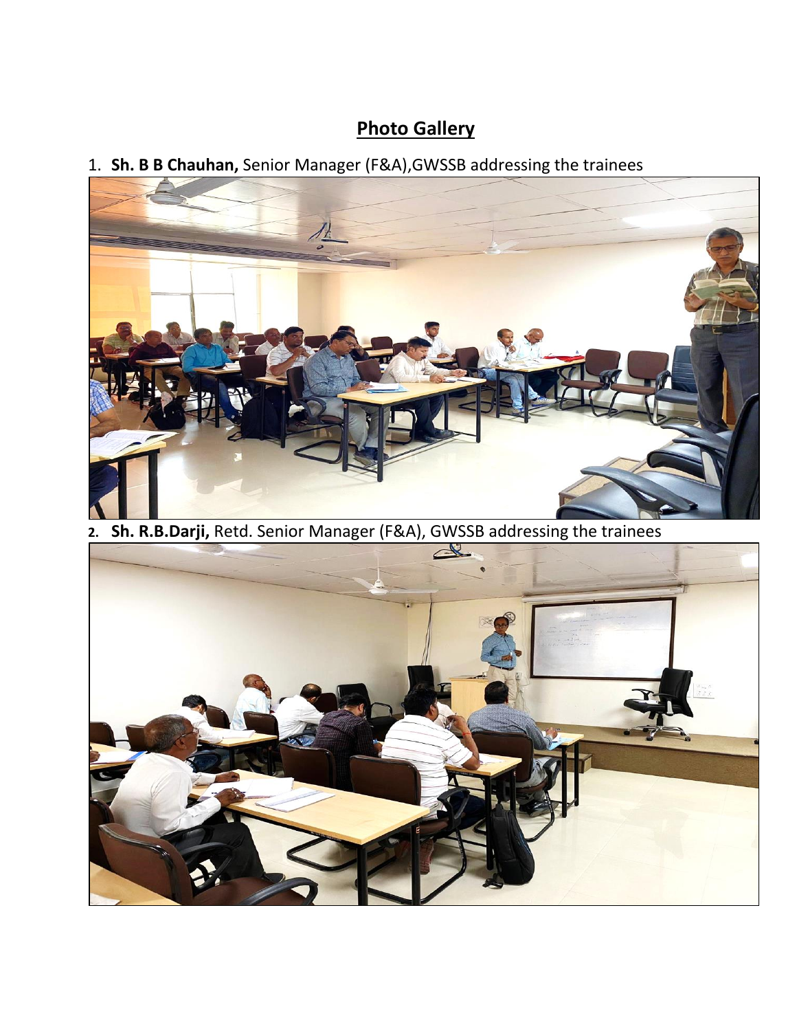## Photo Gallery

1. **Sh. B B Chauhan,** Senior Manager (F&A),GWSSB addressing the trainees

2. **Sh. R.B.Darji,** Retd. Senior Manager (F&A), GWSSB addressing the trainees